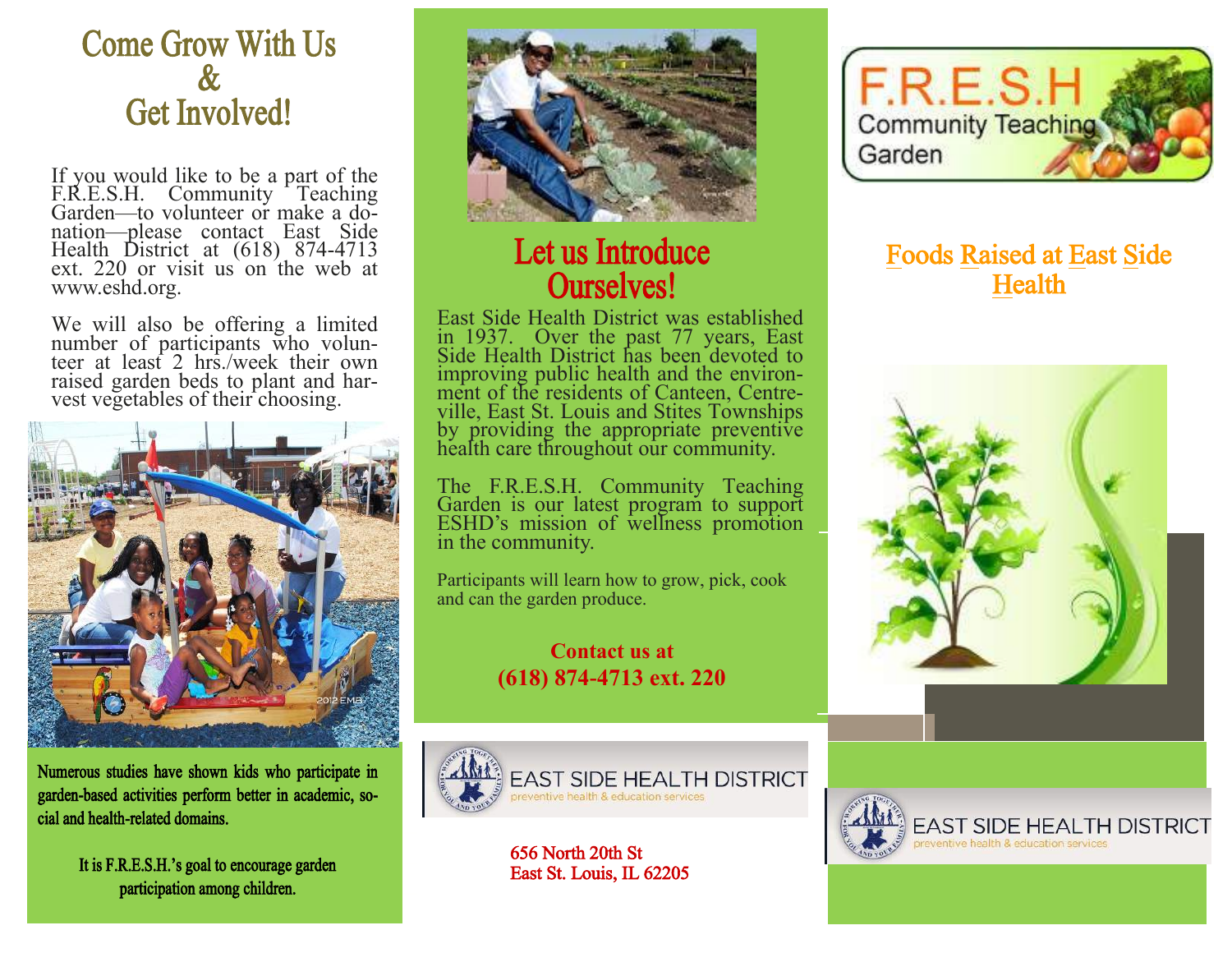# Come Grow With Us & Get Involved!

If you would like to be a part of the F.R.E.S.H. Community Teaching Garden—to volunteer or make a donation—please contact East Side Health District at (618) 874-4713 ext. 220 or visit us on the web at www.eshd.org.

We will also be offering a limited number of participants who volunteer at least 2 hrs./week their own raised garden beds to plant and harvest vegetables of their choosing.

**Numerous studies have shown kids who participate in garden-based activities perform better in academic, social and health-related domains.**

**It is F.R.E.S.H.'s goal to encourage garden participation among children.**

# Let us Introduce Ourselves!

East Side Health District was established in 1937. Over the past 77 years, East Side Health District has been devoted to improving public health and the environment of the residents of Canteen, Centreville, East St. Louis and Stites Townships by providing the appropriate preventive health care throughout our community.

The F.R.E.S.H. Community Teaching Garden is our latest program to support ESHD's mission of wellness promotion in the community.

Participants will learn how to grow, pick, cook and can the garden produce.

**Contact us at**
**(618) 874-4713 ext. 220**

EAST SIDE HEALTH DISTRICT
preventive health & education services

656 North 20th St
East St. Louis, IL 62205

# F.R.E.S.H Community Teaching Garden

## Foods Raised at East Side Health

EAST SIDE HEALTH DISTRICT
preventive health & education services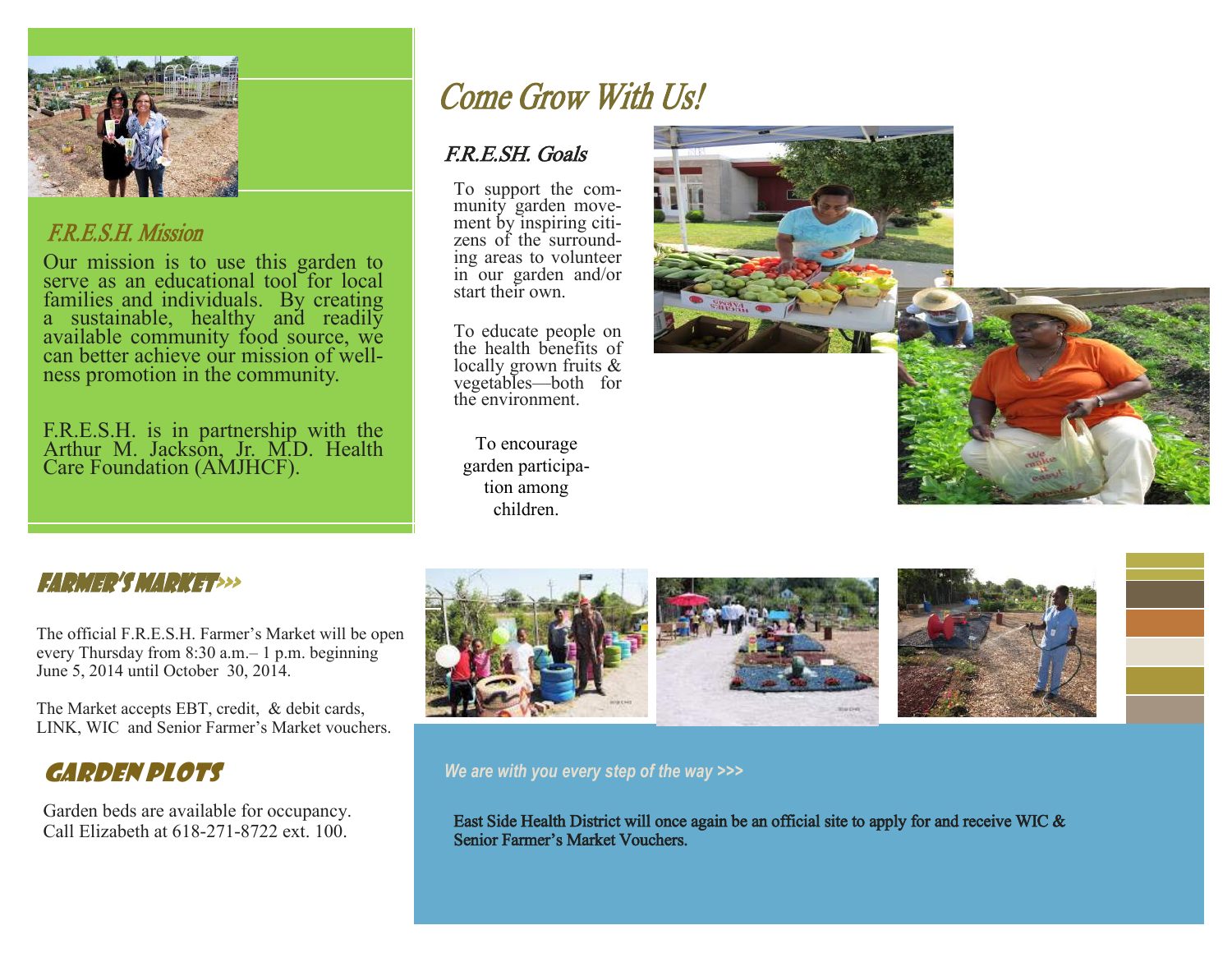## F.R.E.S.H. Mission

Our mission is to use this garden to serve as an educational tool for local families and individuals. By creating a sustainable, healthy and readily available community food source, we can better achieve our mission of wellness promotion in the community.

F.R.E.S.H. is in partnership with the Arthur M. Jackson, Jr. M.D. Health Care Foundation (AMJHCF).

# Come Grow With Us!

## F.R.E.SH. Goals

To support the community garden movement by inspiring citizens of the surrounding areas to volunteer in our garden and/or start their own.

To educate people on the health benefits of locally grown fruits & vegetables—both for the environment.

To encourage garden participation among children.

## Farmer's Market>>>

The official F.R.E.S.H. Farmer's Market will be open every Thursday from 8:30 a.m.– 1 p.m. beginning June 5, 2014 until October 30, 2014.

The Market accepts EBT, credit, & debit cards, LINK, WIC and Senior Farmer's Market vouchers.

## Garden Plots

Garden beds are available for occupancy. Call Elizabeth at 618-271-8722 ext. 100.

*We are with you every step of the way >>>*

East Side Health District will once again be an official site to apply for and receive WIC & Senior Farmer's Market Vouchers.